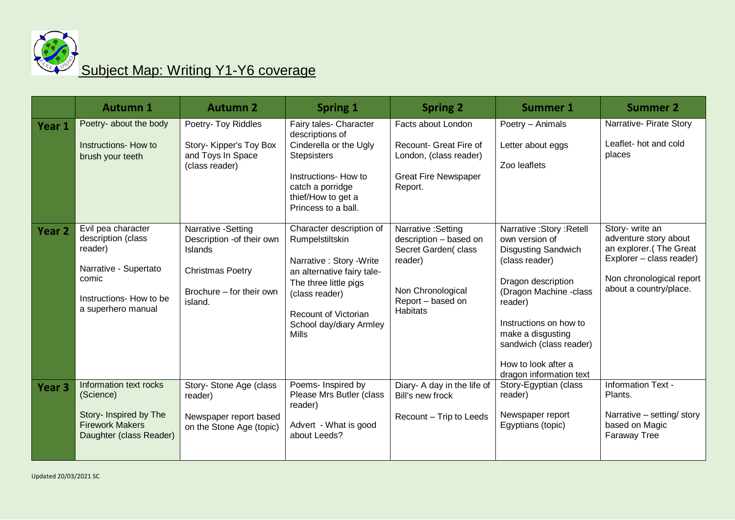# Subject Map: Writing Y1-Y6 coverage

| | Autumn 1 | Autumn 2 | Spring 1 | Spring 2 | Summer 1 | Summer 2 |
|---|---|---|---|---|---|---|
| **Year 1** | Poetry- about the body<br><br>Instructions- How to brush your teeth | Poetry- Toy Riddles<br><br>Story- Kipper's Toy Box and Toys In Space (class reader) | Fairy tales- Character descriptions of Cinderella or the Ugly Stepsisters<br><br>Instructions- How to catch a porridge thief/How to get a Princess to a ball. | Facts about London<br><br>Recount- Great Fire of London, (class reader)<br><br>Great Fire Newspaper Report. | Poetry – Animals<br><br>Letter about eggs<br><br>Zoo leaflets | Narrative- Pirate Story<br><br>Leaflet- hot and cold places |
| **Year 2** | Evil pea character description (class reader)<br><br>Narrative - Supertato comic<br><br>Instructions- How to be a superhero manual | Narrative -Setting Description -of their own Islands<br><br>Christmas Poetry<br><br>Brochure – for their own island. | Character description of Rumpelstiltskin<br><br>Narrative : Story -Write an alternative fairy tale- The three little pigs (class reader)<br><br>Recount of Victorian School day/diary Armley Mills | Narrative :Setting description – based on Secret Garden( class reader)<br><br>Non Chronological Report – based on Habitats | Narrative :Story :Retell own version of Disgusting Sandwich (class reader)<br><br>Dragon description (Dragon Machine -class reader)<br><br>Instructions on how to make a disgusting sandwich (class reader)<br><br>How to look after a dragon information text | Story- write an adventure story about an explorer.( The Great Explorer – class reader)<br><br>Non chronological report about a country/place. |
| **Year 3** | Information text rocks (Science)<br><br>Story- Inspired by The Firework Makers Daughter (class Reader) | Story- Stone Age (class reader)<br><br>Newspaper report based on the Stone Age (topic) | Poems- Inspired by Please Mrs Butler (class reader)<br><br>Advert - What is good about Leeds? | Diary- A day in the life of Bill's new frock<br><br>Recount – Trip to Leeds | Story-Egyptian (class reader)<br><br>Newspaper report Egyptians (topic) | Information Text - Plants.<br><br>Narrative – setting/ story based on Magic Faraway Tree |

Updated 20/03/2021 SC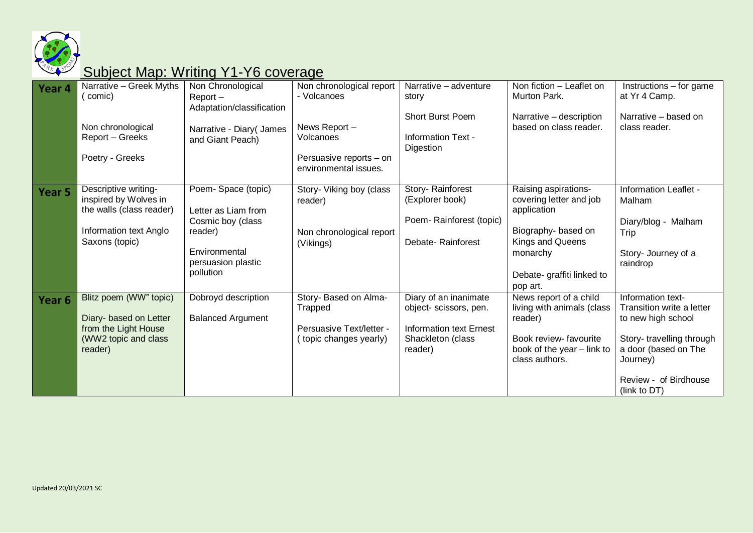# Subject Map: Writing Y1-Y6 coverage

| | | | | | | |
|---|---|---|---|---|---|---|
| **Year 4** | Narrative – Greek Myths ( comic)<br><br>Non chronological Report – Greeks<br><br>Poetry - Greeks | Non Chronological Report – Adaptation/classification<br><br>Narrative - Diary( James and Giant Peach) | Non chronological report - Volcanoes<br><br>News Report – Volcanoes<br><br>Persuasive reports – on environmental issues. | Narrative – adventure story<br><br>Short Burst Poem<br><br>Information Text - Digestion | Non fiction – Leaflet on Murton Park.<br><br>Narrative – description based on class reader. | Instructions – for game at Yr 4 Camp.<br><br>Narrative – based on class reader. |
| **Year 5** | Descriptive writing- inspired by Wolves in the walls (class reader)<br><br>Information text Anglo Saxons (topic) | Poem- Space (topic)<br><br>Letter as Liam from Cosmic boy (class reader)<br><br>Environmental persuasion plastic pollution | Story- Viking boy (class reader)<br><br>Non chronological report (Vikings) | Story- Rainforest (Explorer book)<br><br>Poem- Rainforest (topic)<br><br>Debate- Rainforest | Raising aspirations- covering letter and job application<br><br>Biography- based on Kings and Queens monarchy<br><br>Debate- graffiti linked to pop art. | Information Leaflet - Malham<br><br>Diary/blog - Malham Trip<br><br>Story- Journey of a raindrop |
| **Year 6** | Blitz poem (WW" topic)<br><br>Diary- based on Letter from the Light House (WW2 topic and class reader) | Dobroyd description<br><br>Balanced Argument | Story- Based on Alma- Trapped<br><br>Persuasive Text/letter - ( topic changes yearly) | Diary of an inanimate object- scissors, pen.<br><br>Information text Ernest Shackleton (class reader) | News report of a child living with animals (class reader)<br><br>Book review- favourite book of the year – link to class authors. | Information text- Transition write a letter to new high school<br><br>Story- travelling through a door (based on The Journey)<br><br>Review - of Birdhouse (link to DT) |

Updated 20/03/2021 SC